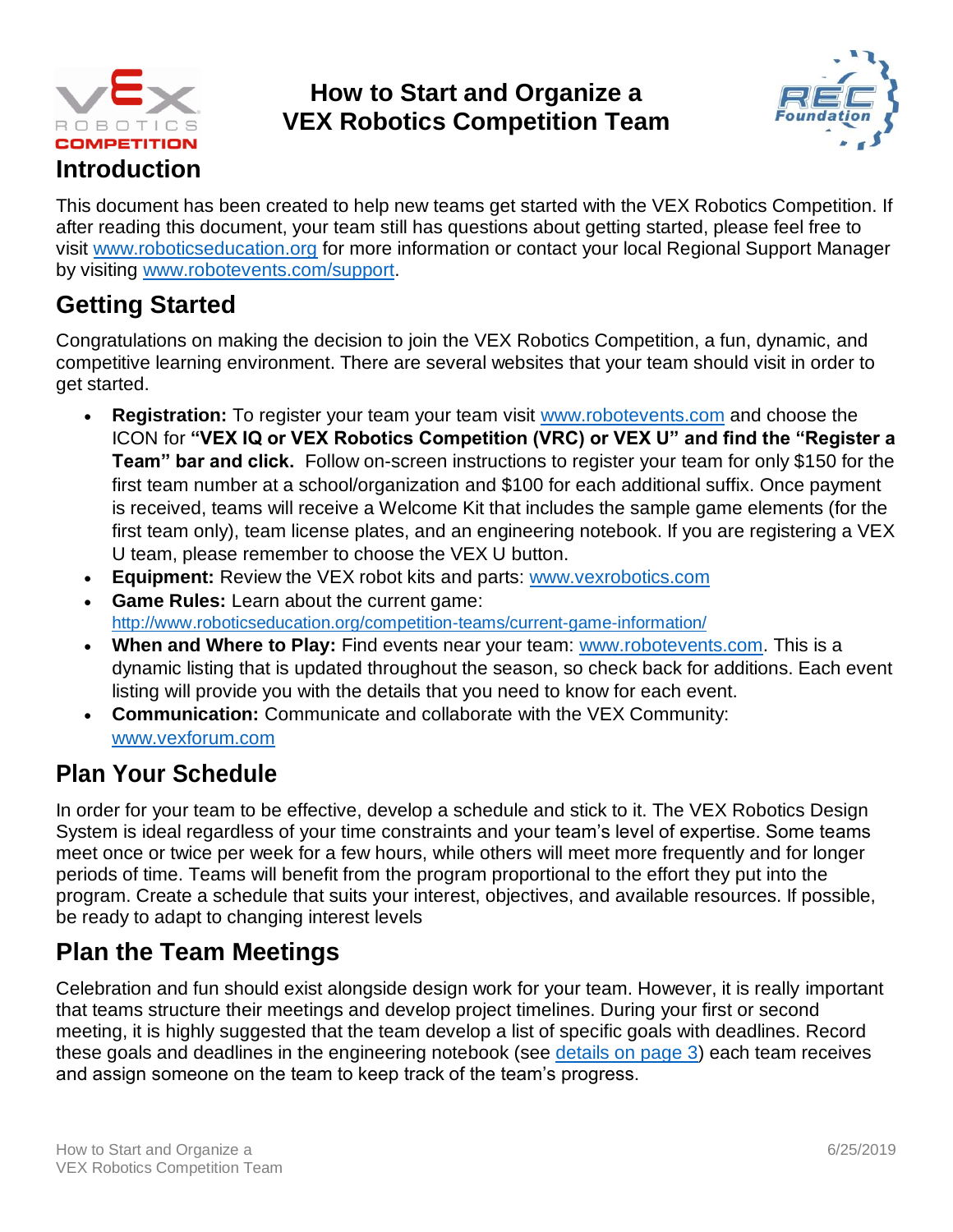# How to Start and Organize a VEX Robotics Competition Team

## Introduction

This document has been created to help new teams get started with the VEX Robotics Competition. If after reading this document, your team still has questions about getting started, please feel free to visit www.roboticseducation.org for more information or contact your local Regional Support Manager by visiting www.robotevents.com/support.

## Getting Started

Congratulations on making the decision to join the VEX Robotics Competition, a fun, dynamic, and competitive learning environment. There are several websites that your team should visit in order to get started.

- **Registration:** To register your team your team visit www.robotevents.com and choose the ICON for **"VEX IQ or VEX Robotics Competition (VRC) or VEX U" and find the "Register a Team" bar and click.** Follow on-screen instructions to register your team for only $150 for the first team number at a school/organization and $100 for each additional suffix. Once payment is received, teams will receive a Welcome Kit that includes the sample game elements (for the first team only), team license plates, and an engineering notebook. If you are registering a VEX U team, please remember to choose the VEX U button.
- **Equipment:** Review the VEX robot kits and parts: www.vexrobotics.com
- **Game Rules:** Learn about the current game: http://www.roboticseducation.org/competition-teams/current-game-information/
- **When and Where to Play:** Find events near your team: www.robotevents.com. This is a dynamic listing that is updated throughout the season, so check back for additions. Each event listing will provide you with the details that you need to know for each event.
- **Communication:** Communicate and collaborate with the VEX Community: www.vexforum.com

## Plan Your Schedule

In order for your team to be effective, develop a schedule and stick to it. The VEX Robotics Design System is ideal regardless of your time constraints and your team's level of expertise. Some teams meet once or twice per week for a few hours, while others will meet more frequently and for longer periods of time. Teams will benefit from the program proportional to the effort they put into the program. Create a schedule that suits your interest, objectives, and available resources. If possible, be ready to adapt to changing interest levels

## Plan the Team Meetings

Celebration and fun should exist alongside design work for your team. However, it is really important that teams structure their meetings and develop project timelines. During your first or second meeting, it is highly suggested that the team develop a list of specific goals with deadlines. Record these goals and deadlines in the engineering notebook (see details on page 3) each team receives and assign someone on the team to keep track of the team's progress.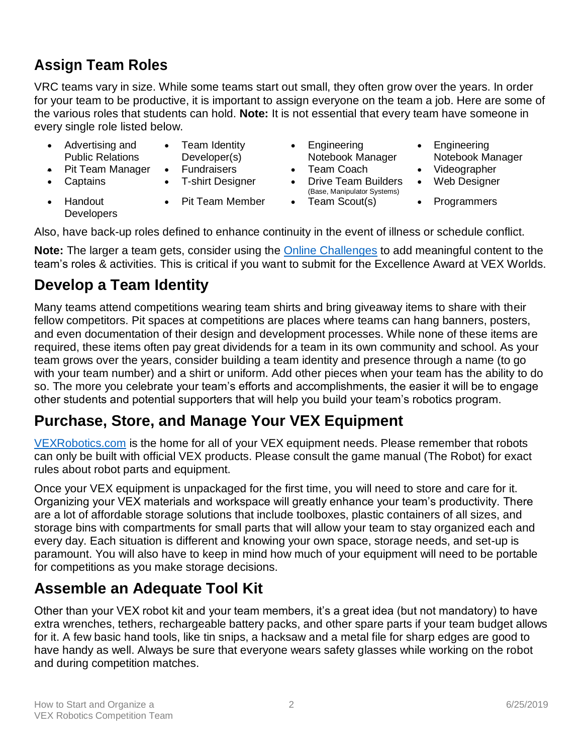## Assign Team Roles

VRC teams vary in size. While some teams start out small, they often grow over the years. In order for your team to be productive, it is important to assign everyone on the team a job. Here are some of the various roles that students can hold. **Note:** It is not essential that every team have someone in every single role listed below.

- Advertising and Public Relations
- Pit Team Manager
- Captains
- Handout Developers
- Team Identity Developer(s)
- Fundraisers
- T-shirt Designer
- Pit Team Member
- Engineering Notebook Manager
- Team Coach
- Drive Team Builders (Base, Manipulator Systems)
- Team Scout(s)
- Engineering Notebook Manager
- Videographer
- Web Designer
- Programmers

Also, have back-up roles defined to enhance continuity in the event of illness or schedule conflict.

**Note:** The larger a team gets, consider using the Online Challenges to add meaningful content to the team's roles & activities. This is critical if you want to submit for the Excellence Award at VEX Worlds.

## Develop a Team Identity

Many teams attend competitions wearing team shirts and bring giveaway items to share with their fellow competitors. Pit spaces at competitions are places where teams can hang banners, posters, and even documentation of their design and development processes. While none of these items are required, these items often pay great dividends for a team in its own community and school. As your team grows over the years, consider building a team identity and presence through a name (to go with your team number) and a shirt or uniform. Add other pieces when your team has the ability to do so. The more you celebrate your team's efforts and accomplishments, the easier it will be to engage other students and potential supporters that will help you build your team's robotics program.

## Purchase, Store, and Manage Your VEX Equipment

VEXRobotics.com is the home for all of your VEX equipment needs. Please remember that robots can only be built with official VEX products. Please consult the game manual (The Robot) for exact rules about robot parts and equipment.

Once your VEX equipment is unpackaged for the first time, you will need to store and care for it. Organizing your VEX materials and workspace will greatly enhance your team's productivity. There are a lot of affordable storage solutions that include toolboxes, plastic containers of all sizes, and storage bins with compartments for small parts that will allow your team to stay organized each and every day. Each situation is different and knowing your own space, storage needs, and set-up is paramount. You will also have to keep in mind how much of your equipment will need to be portable for competitions as you make storage decisions.

## Assemble an Adequate Tool Kit

Other than your VEX robot kit and your team members, it's a great idea (but not mandatory) to have extra wrenches, tethers, rechargeable battery packs, and other spare parts if your team budget allows for it. A few basic hand tools, like tin snips, a hacksaw and a metal file for sharp edges are good to have handy as well. Always be sure that everyone wears safety glasses while working on the robot and during competition matches.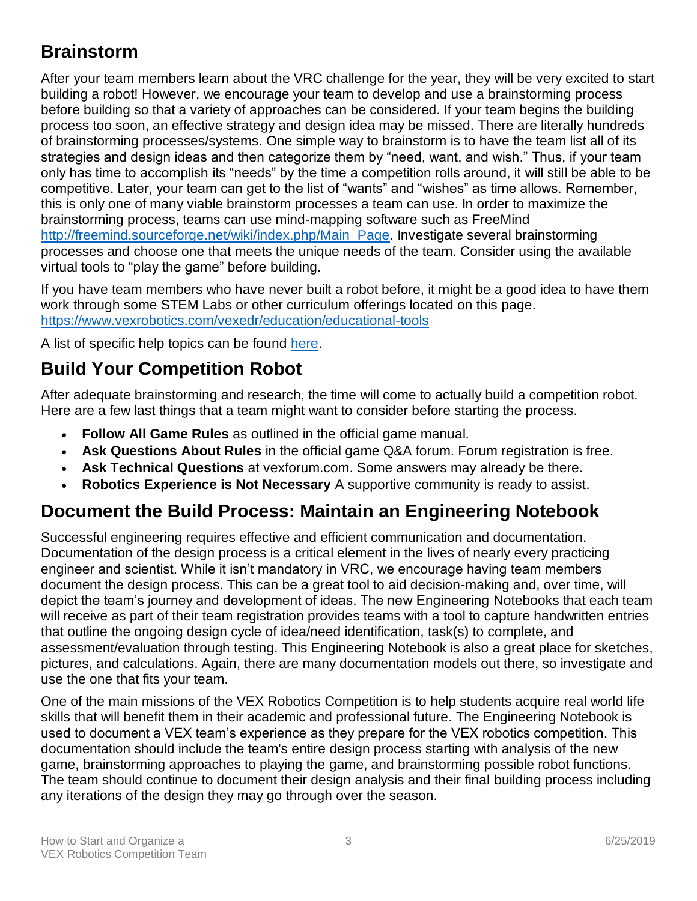## Brainstorm

After your team members learn about the VRC challenge for the year, they will be very excited to start building a robot! However, we encourage your team to develop and use a brainstorming process before building so that a variety of approaches can be considered. If your team begins the building process too soon, an effective strategy and design idea may be missed. There are literally hundreds of brainstorming processes/systems. One simple way to brainstorm is to have the team list all of its strategies and design ideas and then categorize them by "need, want, and wish." Thus, if your team only has time to accomplish its "needs" by the time a competition rolls around, it will still be able to be competitive. Later, your team can get to the list of "wants" and "wishes" as time allows. Remember, this is only one of many viable brainstorm processes a team can use. In order to maximize the brainstorming process, teams can use mind-mapping software such as FreeMind [http://freemind.sourceforge.net/wiki/index.php/Main_Page](http://freemind.sourceforge.net/wiki/index.php/Main_Page). Investigate several brainstorming processes and choose one that meets the unique needs of the team. Consider using the available virtual tools to "play the game" before building.

If you have team members who have never built a robot before, it might be a good idea to have them work through some STEM Labs or other curriculum offerings located on this page. [https://www.vexrobotics.com/vexedr/education/educational-tools](https://www.vexrobotics.com/vexedr/education/educational-tools)

A list of specific help topics can be found here.

## Build Your Competition Robot

After adequate brainstorming and research, the time will come to actually build a competition robot. Here are a few last things that a team might want to consider before starting the process.

- **Follow All Game Rules** as outlined in the official game manual.
- **Ask Questions About Rules** in the official game Q&A forum. Forum registration is free.
- **Ask Technical Questions** at vexforum.com. Some answers may already be there.
- **Robotics Experience is Not Necessary** A supportive community is ready to assist.

## Document the Build Process: Maintain an Engineering Notebook

Successful engineering requires effective and efficient communication and documentation. Documentation of the design process is a critical element in the lives of nearly every practicing engineer and scientist. While it isn't mandatory in VRC, we encourage having team members document the design process. This can be a great tool to aid decision-making and, over time, will depict the team's journey and development of ideas. The new Engineering Notebooks that each team will receive as part of their team registration provides teams with a tool to capture handwritten entries that outline the ongoing design cycle of idea/need identification, task(s) to complete, and assessment/evaluation through testing. This Engineering Notebook is also a great place for sketches, pictures, and calculations. Again, there are many documentation models out there, so investigate and use the one that fits your team.

One of the main missions of the VEX Robotics Competition is to help students acquire real world life skills that will benefit them in their academic and professional future. The Engineering Notebook is used to document a VEX team's experience as they prepare for the VEX robotics competition. This documentation should include the team's entire design process starting with analysis of the new game, brainstorming approaches to playing the game, and brainstorming possible robot functions. The team should continue to document their design analysis and their final building process including any iterations of the design they may go through over the season.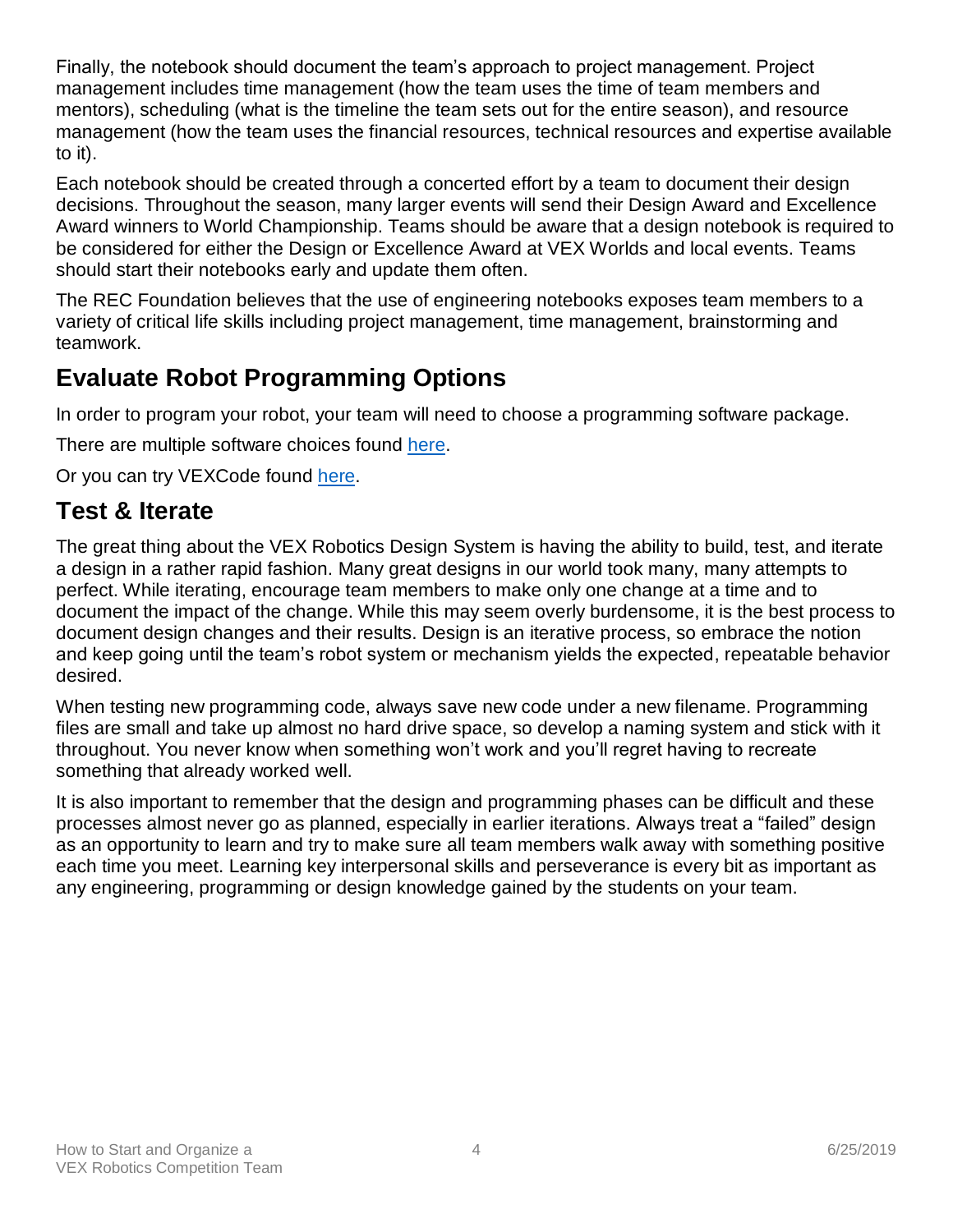Finally, the notebook should document the team's approach to project management. Project management includes time management (how the team uses the time of team members and mentors), scheduling (what is the timeline the team sets out for the entire season), and resource management (how the team uses the financial resources, technical resources and expertise available to it).

Each notebook should be created through a concerted effort by a team to document their design decisions. Throughout the season, many larger events will send their Design Award and Excellence Award winners to World Championship. Teams should be aware that a design notebook is required to be considered for either the Design or Excellence Award at VEX Worlds and local events. Teams should start their notebooks early and update them often.

The REC Foundation believes that the use of engineering notebooks exposes team members to a variety of critical life skills including project management, time management, brainstorming and teamwork.

## Evaluate Robot Programming Options

In order to program your robot, your team will need to choose a programming software package.

There are multiple software choices found here.

Or you can try VEXCode found here.

## Test & Iterate

The great thing about the VEX Robotics Design System is having the ability to build, test, and iterate a design in a rather rapid fashion. Many great designs in our world took many, many attempts to perfect. While iterating, encourage team members to make only one change at a time and to document the impact of the change. While this may seem overly burdensome, it is the best process to document design changes and their results. Design is an iterative process, so embrace the notion and keep going until the team's robot system or mechanism yields the expected, repeatable behavior desired.

When testing new programming code, always save new code under a new filename. Programming files are small and take up almost no hard drive space, so develop a naming system and stick with it throughout. You never know when something won't work and you'll regret having to recreate something that already worked well.

It is also important to remember that the design and programming phases can be difficult and these processes almost never go as planned, especially in earlier iterations. Always treat a "failed" design as an opportunity to learn and try to make sure all team members walk away with something positive each time you meet. Learning key interpersonal skills and perseverance is every bit as important as any engineering, programming or design knowledge gained by the students on your team.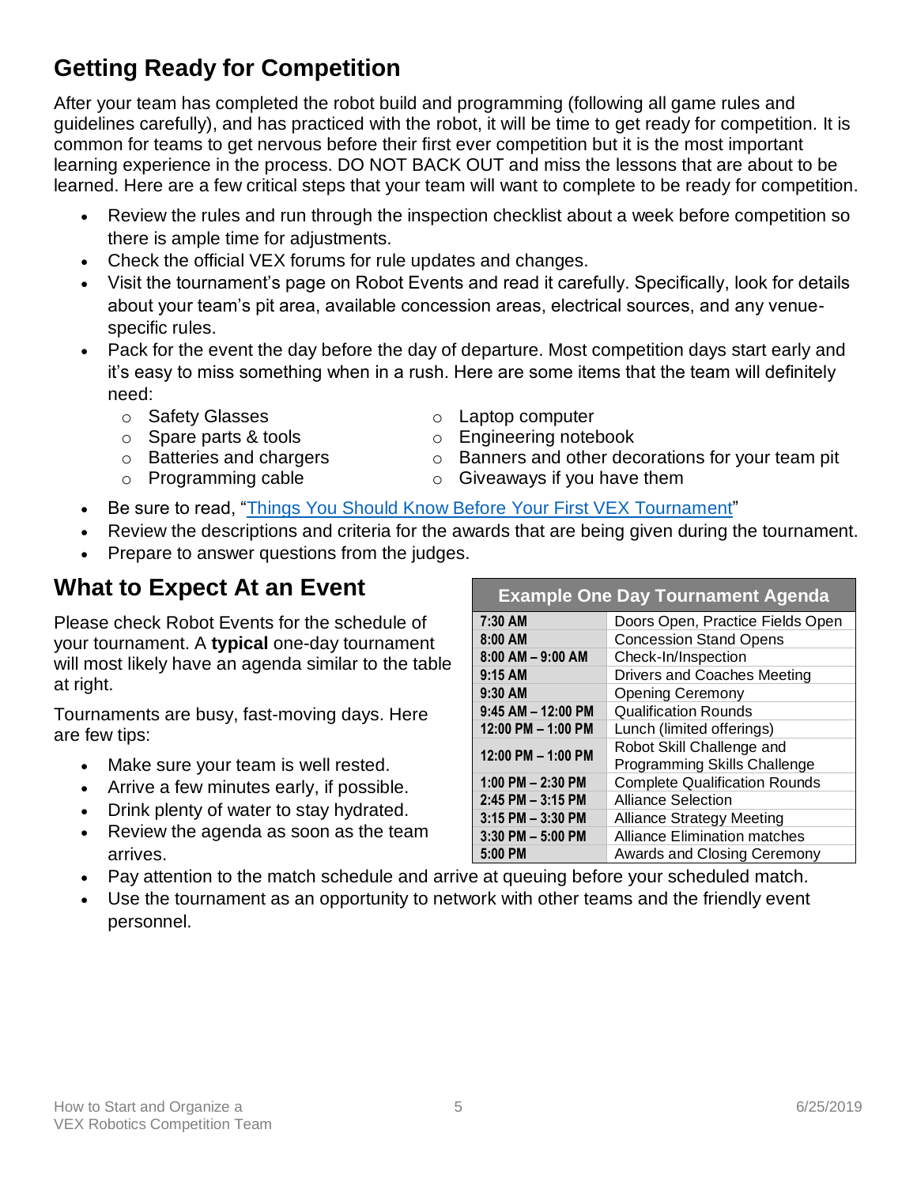## Getting Ready for Competition

After your team has completed the robot build and programming (following all game rules and guidelines carefully), and has practiced with the robot, it will be time to get ready for competition. It is common for teams to get nervous before their first ever competition but it is the most important learning experience in the process. DO NOT BACK OUT and miss the lessons that are about to be learned. Here are a few critical steps that your team will want to complete to be ready for competition.

- Review the rules and run through the inspection checklist about a week before competition so there is ample time for adjustments.
- Check the official VEX forums for rule updates and changes.
- Visit the tournament's page on Robot Events and read it carefully. Specifically, look for details about your team's pit area, available concession areas, electrical sources, and any venue-specific rules.
- Pack for the event the day before the day of departure. Most competition days start early and it's easy to miss something when in a rush. Here are some items that the team will definitely need:
  - Safety Glasses
  - Spare parts & tools
  - Batteries and chargers
  - Programming cable
  - Laptop computer
  - Engineering notebook
  - Banners and other decorations for your team pit
  - Giveaways if you have them
- Be sure to read, "Things You Should Know Before Your First VEX Tournament"
- Review the descriptions and criteria for the awards that are being given during the tournament.
- Prepare to answer questions from the judges.

## What to Expect At an Event

Please check Robot Events for the schedule of your tournament. A **typical** one-day tournament will most likely have an agenda similar to the table at right.

| Example One Day Tournament Agenda | |
|---|---|
| 7:30 AM | Doors Open, Practice Fields Open |
| 8:00 AM | Concession Stand Opens |
| 8:00 AM – 9:00 AM | Check-In/Inspection |
| 9:15 AM | Drivers and Coaches Meeting |
| 9:30 AM | Opening Ceremony |
| 9:45 AM – 12:00 PM | Qualification Rounds |
| 12:00 PM – 1:00 PM | Lunch (limited offerings) |
| 12:00 PM – 1:00 PM | Robot Skill Challenge and Programming Skills Challenge |
| 1:00 PM – 2:30 PM | Complete Qualification Rounds |
| 2:45 PM – 3:15 PM | Alliance Selection |
| 3:15 PM – 3:30 PM | Alliance Strategy Meeting |
| 3:30 PM – 5:00 PM | Alliance Elimination matches |
| 5:00 PM | Awards and Closing Ceremony |

Tournaments are busy, fast-moving days. Here are few tips:

- Make sure your team is well rested.
- Arrive a few minutes early, if possible.
- Drink plenty of water to stay hydrated.
- Review the agenda as soon as the team arrives.
- Pay attention to the match schedule and arrive at queuing before your scheduled match.
- Use the tournament as an opportunity to network with other teams and the friendly event personnel.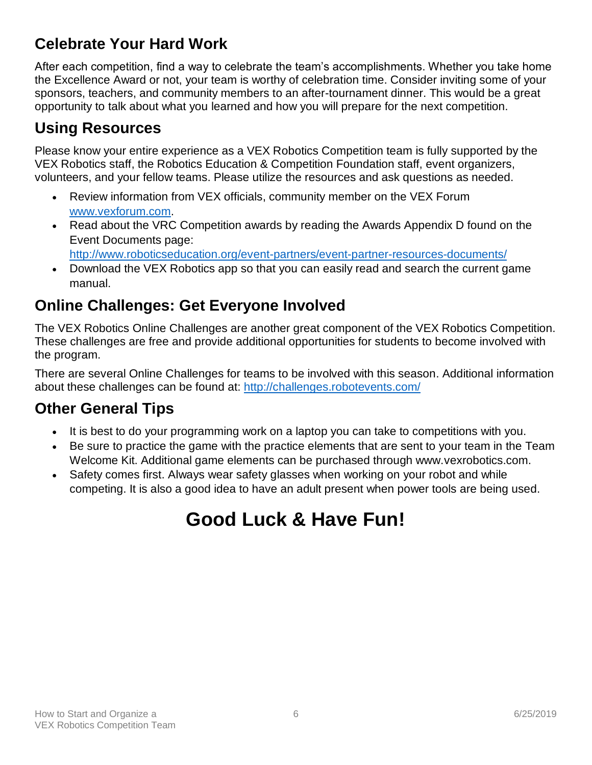## Celebrate Your Hard Work

After each competition, find a way to celebrate the team's accomplishments. Whether you take home the Excellence Award or not, your team is worthy of celebration time. Consider inviting some of your sponsors, teachers, and community members to an after-tournament dinner. This would be a great opportunity to talk about what you learned and how you will prepare for the next competition.

## Using Resources

Please know your entire experience as a VEX Robotics Competition team is fully supported by the VEX Robotics staff, the Robotics Education & Competition Foundation staff, event organizers, volunteers, and your fellow teams. Please utilize the resources and ask questions as needed.

- Review information from VEX officials, community member on the VEX Forum [www.vexforum.com](www.vexforum.com).
- Read about the VRC Competition awards by reading the Awards Appendix D found on the Event Documents page: [http://www.roboticseducation.org/event-partners/event-partner-resources-documents/](http://www.roboticseducation.org/event-partners/event-partner-resources-documents/)
- Download the VEX Robotics app so that you can easily read and search the current game manual.

## Online Challenges: Get Everyone Involved

The VEX Robotics Online Challenges are another great component of the VEX Robotics Competition. These challenges are free and provide additional opportunities for students to become involved with the program.

There are several Online Challenges for teams to be involved with this season. Additional information about these challenges can be found at: [http://challenges.robotevents.com/](http://challenges.robotevents.com/)

## Other General Tips

- It is best to do your programming work on a laptop you can take to competitions with you.
- Be sure to practice the game with the practice elements that are sent to your team in the Team Welcome Kit. Additional game elements can be purchased through www.vexrobotics.com.
- Safety comes first. Always wear safety glasses when working on your robot and while competing. It is also a good idea to have an adult present when power tools are being used.

# Good Luck & Have Fun!